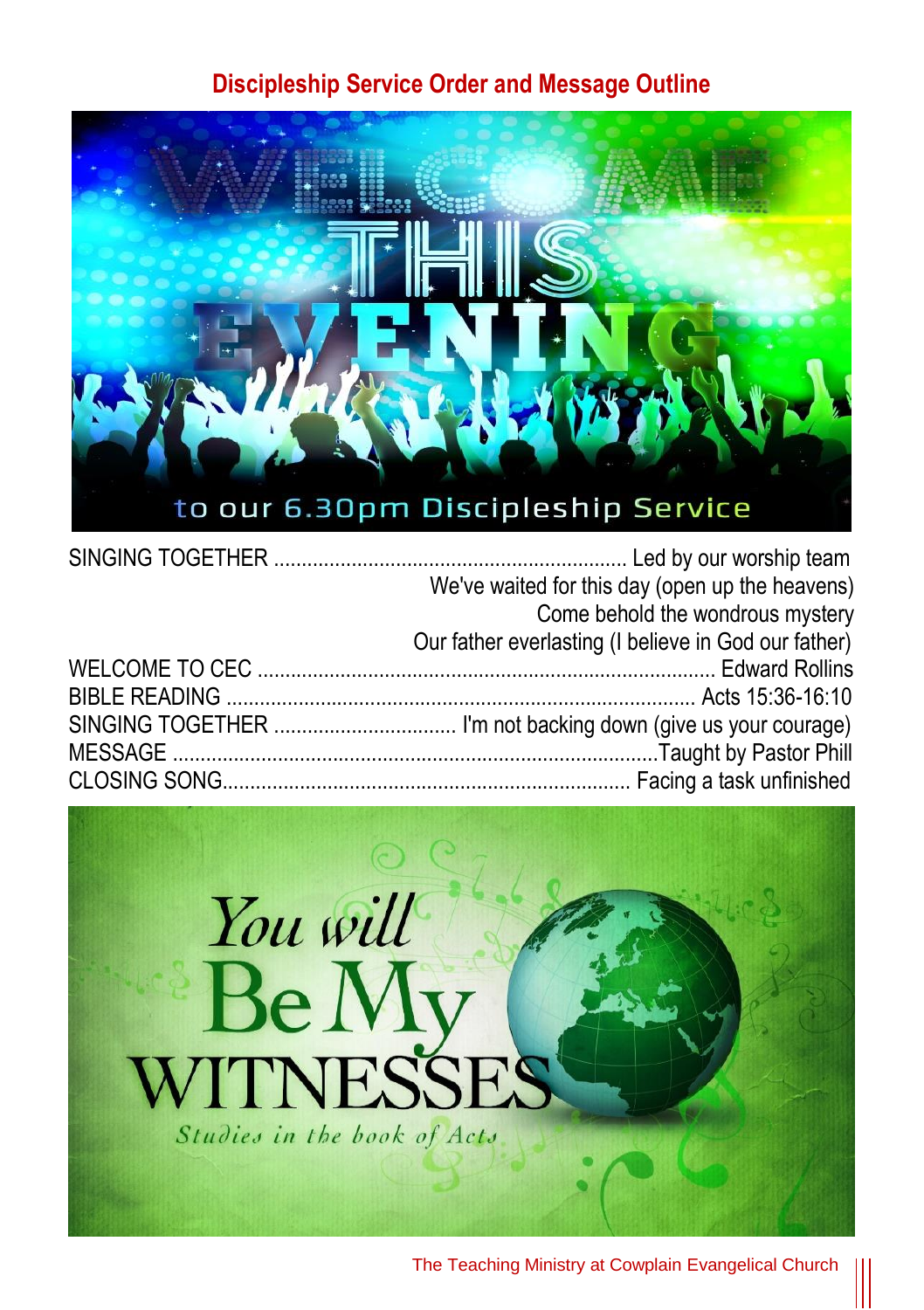# Discipleship Service Order and Message Outline

SINGING TOGETHER ............................................................... Led by our worship team

We've waited for this day (open up the heavens)

Come behold the wondrous mystery

Our father everlasting (I believe in God our father)

WELCOME TO CEC ................................................................................ Edward Rollins

BIBLE READING .................................................................................. Acts 15:36-16:10

SINGING TOGETHER ................................ I'm not backing down (give us your courage)

MESSAGE ........................................................................................Taught by Pastor Phill

CLOSING SONG......................................................................... Facing a task unfinished

The Teaching Ministry at Cowplain Evangelical Church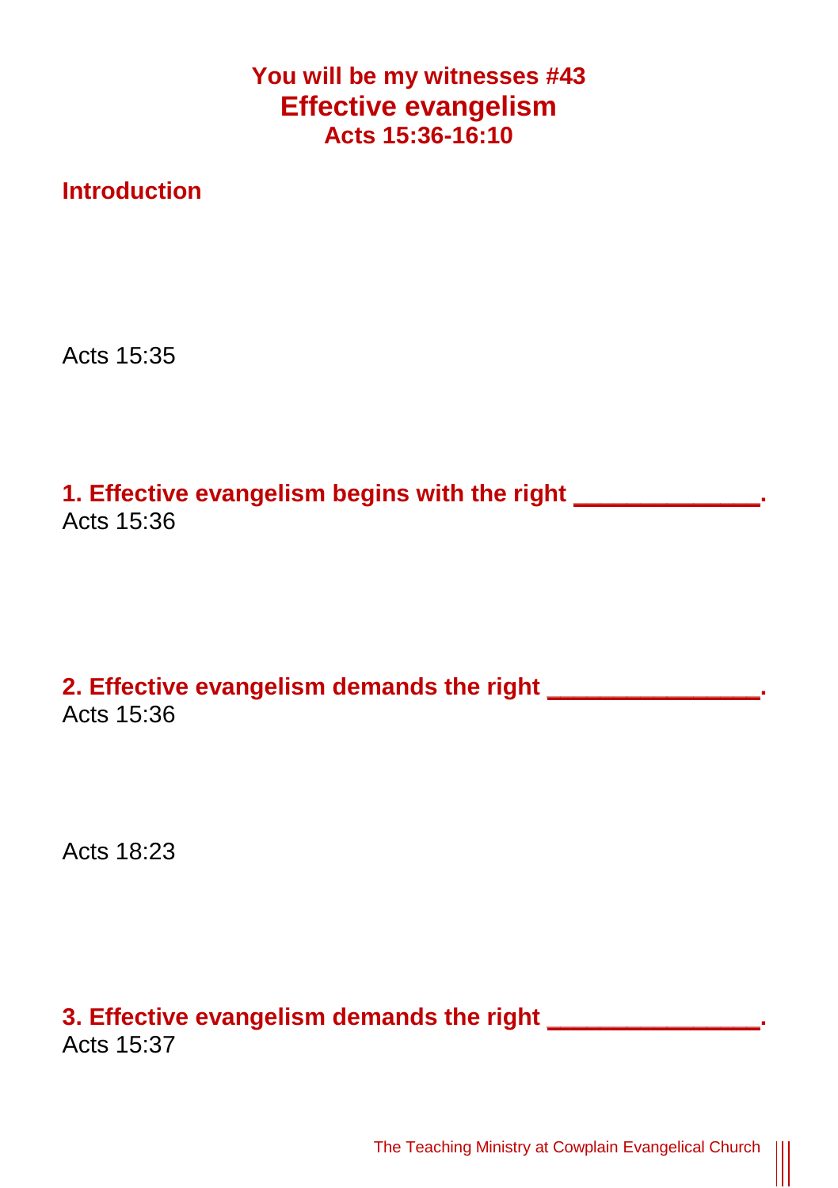**You will be my witnesses #43**

# Effective evangelism

**Acts 15:36-16:10**

## Introduction

Acts 15:35

## 1. Effective evangelism begins with the right _____________.

Acts 15:36

## 2. Effective evangelism demands the right _______________.

Acts 15:36

Acts 18:23

## 3. Effective evangelism demands the right _______________.

Acts 15:37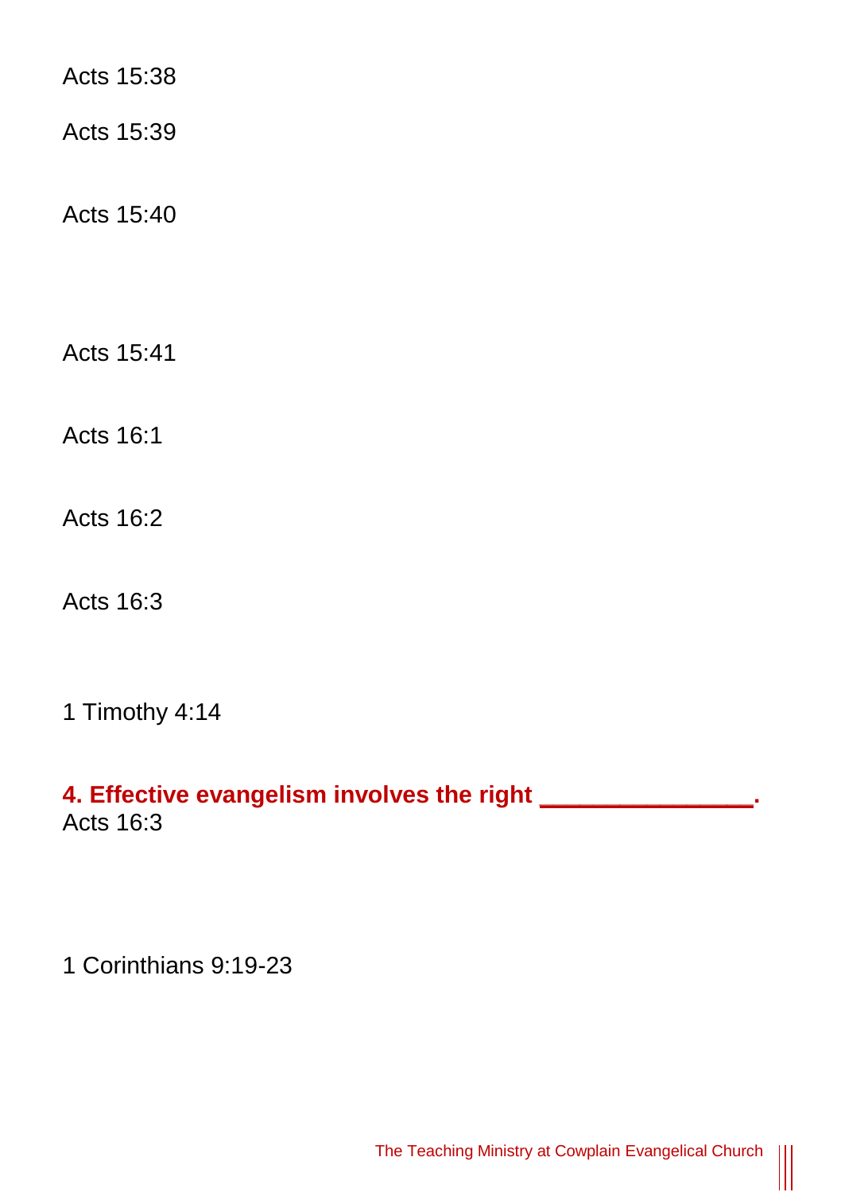Acts 15:38

Acts 15:39

Acts 15:40

Acts 15:41

Acts 16:1

Acts 16:2

Acts 16:3

1 Timothy 4:14

**4. Effective evangelism involves the right _______________.**

Acts 16:3

1 Corinthians 9:19-23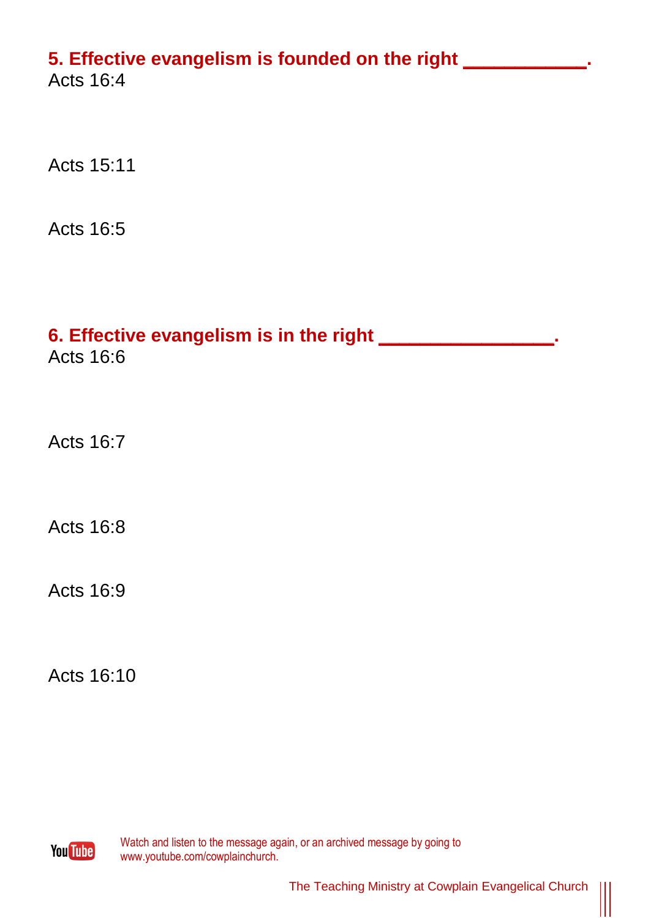**5. Effective evangelism is founded on the right ___________.**

Acts 16:4

Acts 15:11

Acts 16:5

**6. Effective evangelism is in the right _______________.**

Acts 16:6

Acts 16:7

Acts 16:8

Acts 16:9

Acts 16:10

Watch and listen to the message again, or an archived message by going to www.youtube.com/cowplainchurch.